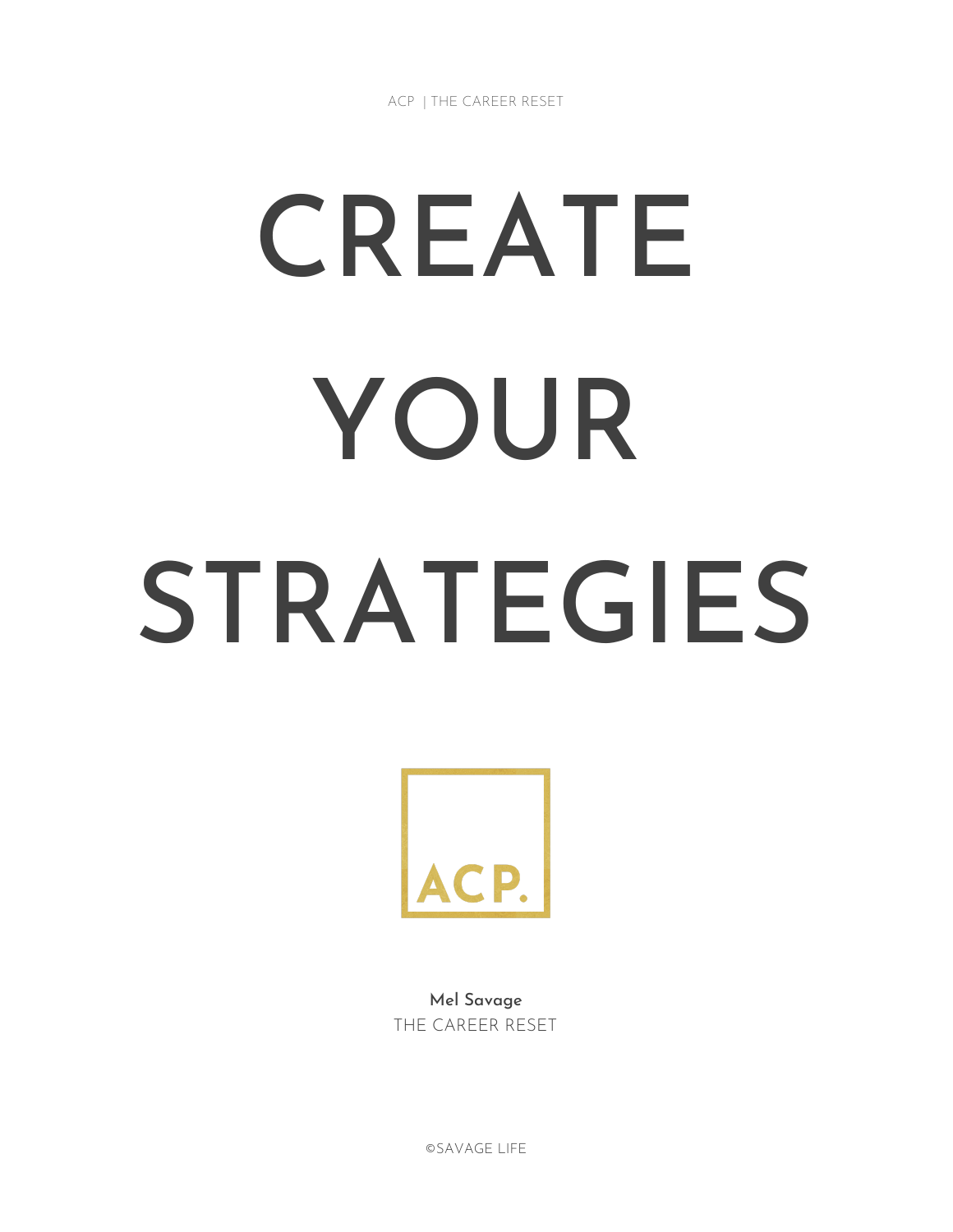ACP | THE CAREER RESET

# CREATE YOUR STRATEGIES

ACP.

**Mel Savage**
THE CAREER RESET

©SAVAGE LIFE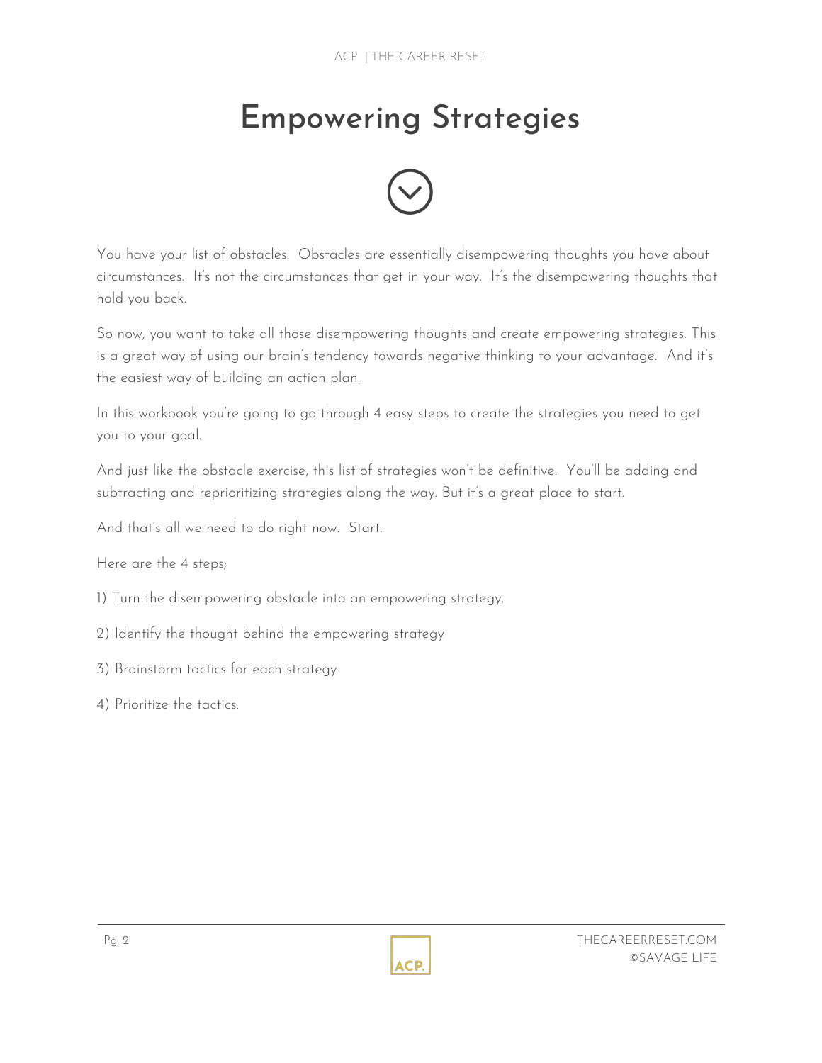# Empowering Strategies

You have your list of obstacles. Obstacles are essentially disempowering thoughts you have about circumstances. It's not the circumstances that get in your way. It's the disempowering thoughts that hold you back.

So now, you want to take all those disempowering thoughts and create empowering strategies. This is a great way of using our brain's tendency towards negative thinking to your advantage. And it's the easiest way of building an action plan.

In this workbook you're going to go through 4 easy steps to create the strategies you need to get you to your goal.

And just like the obstacle exercise, this list of strategies won't be definitive. You'll be adding and subtracting and reprioritizing strategies along the way. But it's a great place to start.

And that's all we need to do right now. Start.

Here are the 4 steps;

1) Turn the disempowering obstacle into an empowering strategy.

2) Identify the thought behind the empowering strategy

3) Brainstorm tactics for each strategy

4) Prioritize the tactics.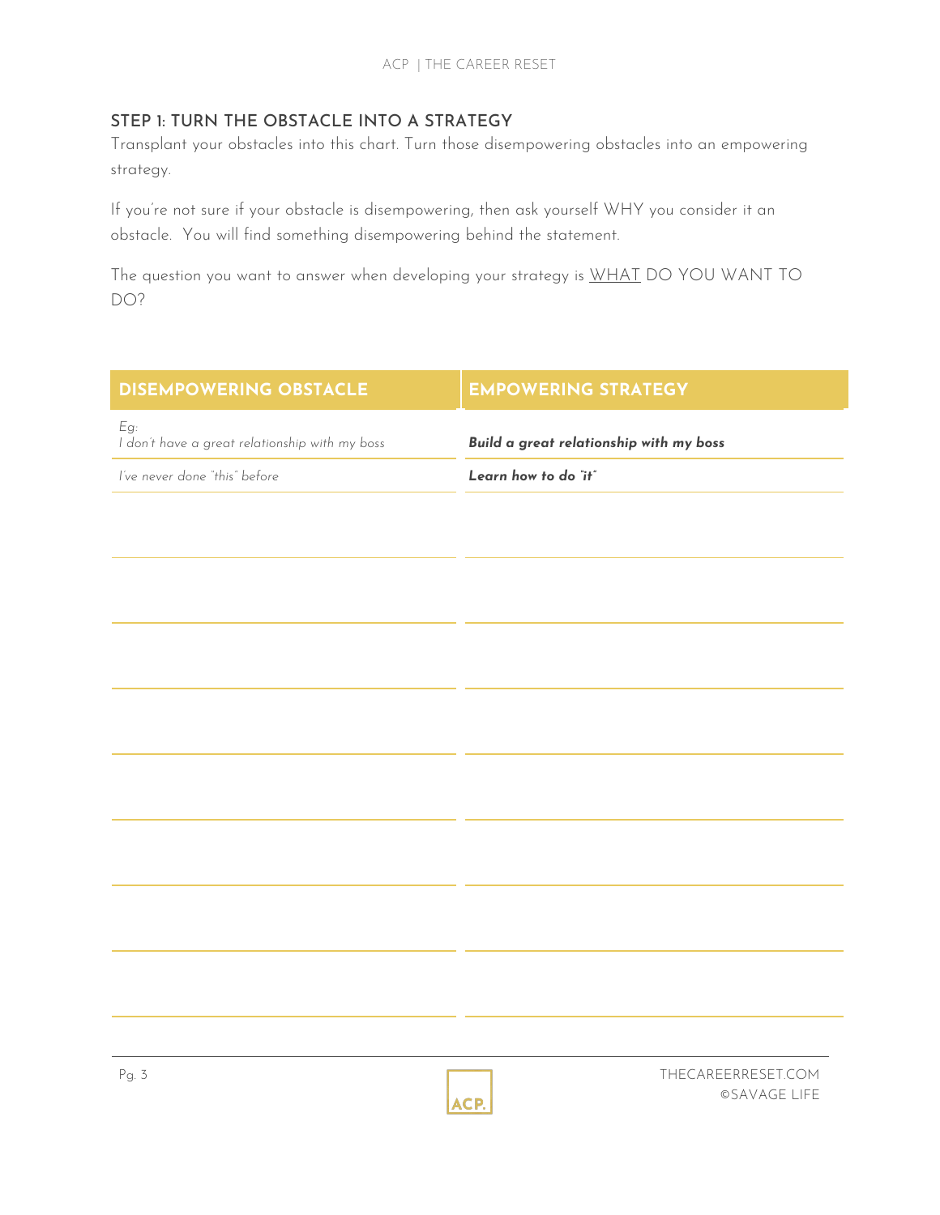## STEP 1: TURN THE OBSTACLE INTO A STRATEGY

Transplant your obstacles into this chart. Turn those disempowering obstacles into an empowering strategy.

If you're not sure if your obstacle is disempowering, then ask yourself WHY you consider it an obstacle. You will find something disempowering behind the statement.

The question you want to answer when developing your strategy is WHAT DO YOU WANT TO DO?

| DISEMPOWERING OBSTACLE | EMPOWERING STRATEGY |
| --- | --- |
| *Eg:* *I don't have a great relationship with my boss* | ***Build a great relationship with my boss*** |
| *I've never done "this" before* | ***Learn how to do "it"*** |
| | |
| | |
| | |
| | |
| | |
| | |
| | |
| | |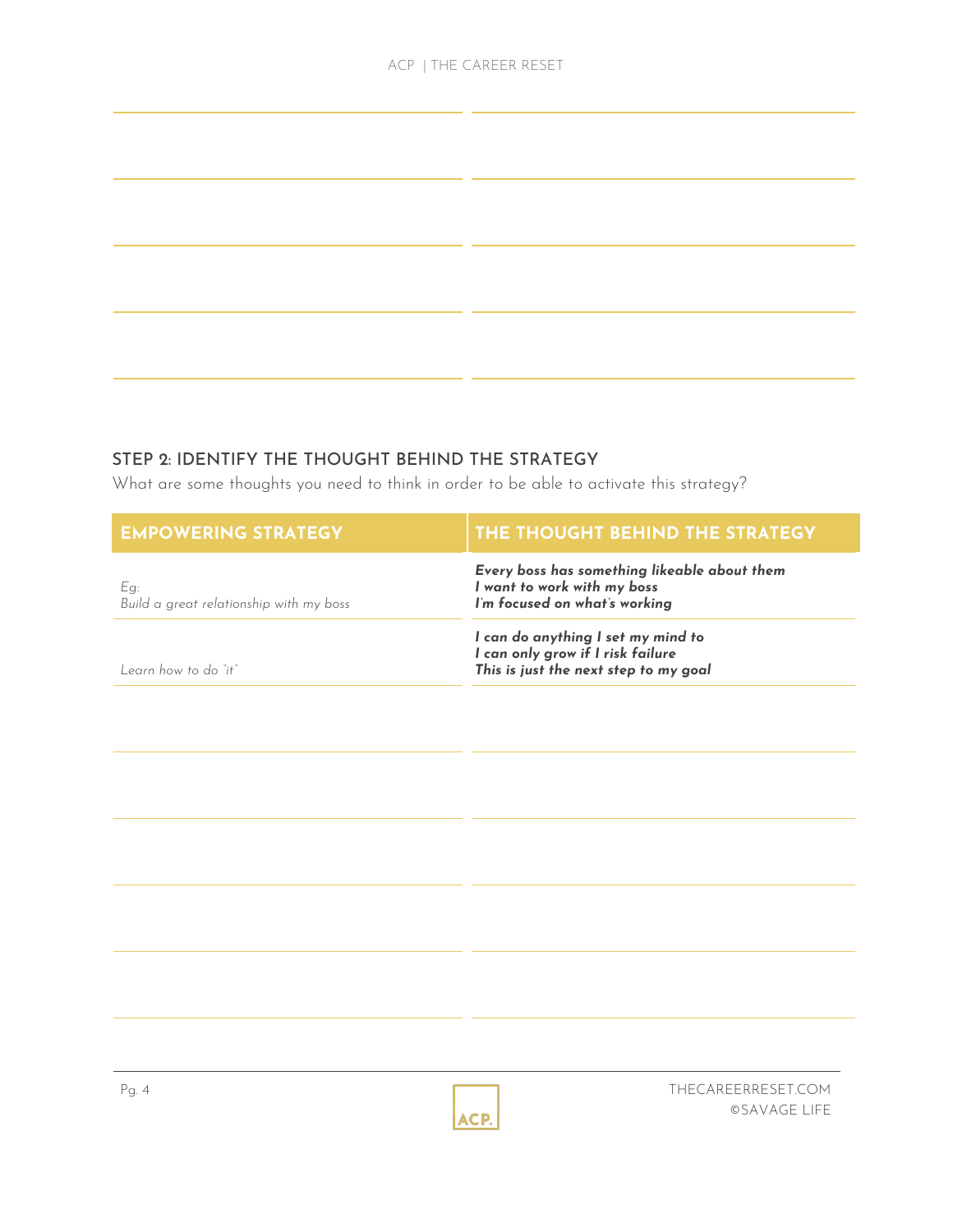| | |
|---|---|
| | |
| | |
| | |
| | |

### STEP 2: IDENTIFY THE THOUGHT BEHIND THE STRATEGY

What are some thoughts you need to think in order to be able to activate this strategy?

| EMPOWERING STRATEGY | THE THOUGHT BEHIND THE STRATEGY |
|---|---|
| *Eg:*<br>*Build a great relationship with my boss* | ***Every boss has something likeable about them***<br>***I want to work with my boss***<br>***I'm focused on what's working*** |
| *Learn how to do "it"* | ***I can do anything I set my mind to***<br>***I can only grow if I risk failure***<br>***This is just the next step to my goal*** |
| | |
| | |
| | |
| | |
| | |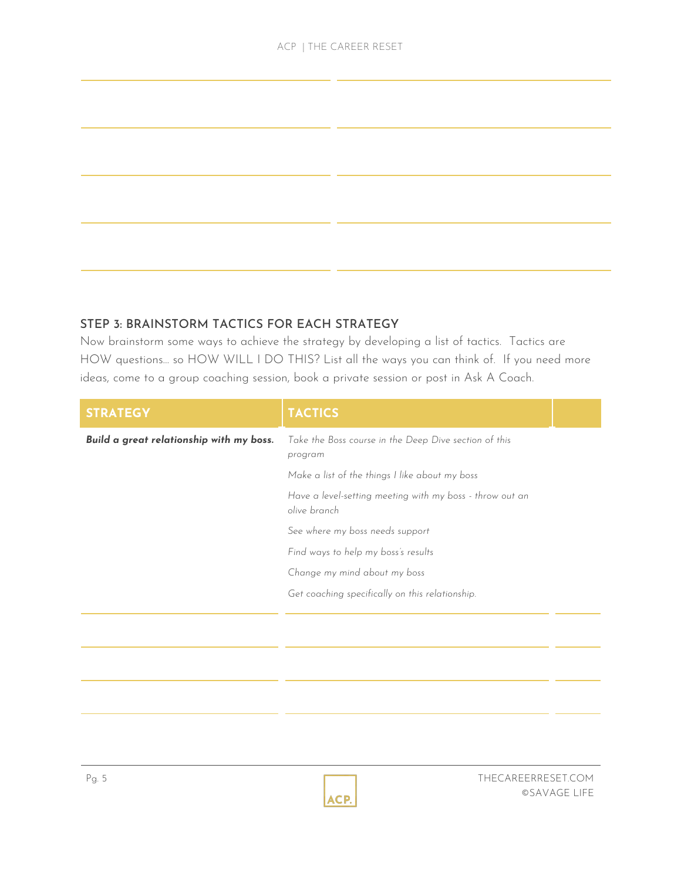| | |
|---|---|
| | |
| | |
| | |
| | |

### STEP 3: BRAINSTORM TACTICS FOR EACH STRATEGY

Now brainstorm some ways to achieve the strategy by developing a list of tactics. Tactics are HOW questions... so HOW WILL I DO THIS? List all the ways you can think of. If you need more ideas, come to a group coaching session, book a private session or post in Ask A Coach.

| STRATEGY | TACTICS | |
|---|---|---|
| ***Build a great relationship with my boss.*** | *Take the Boss course in the Deep Dive section of this program* | |
| | *Make a list of the things I like about my boss* | |
| | *Have a level-setting meeting with my boss - throw out an olive branch* | |
| | *See where my boss needs support* | |
| | *Find ways to help my boss's results* | |
| | *Change my mind about my boss* | |
| | *Get coaching specifically on this relationship.* | |
| | | |
| | | |
| | | |
| | | |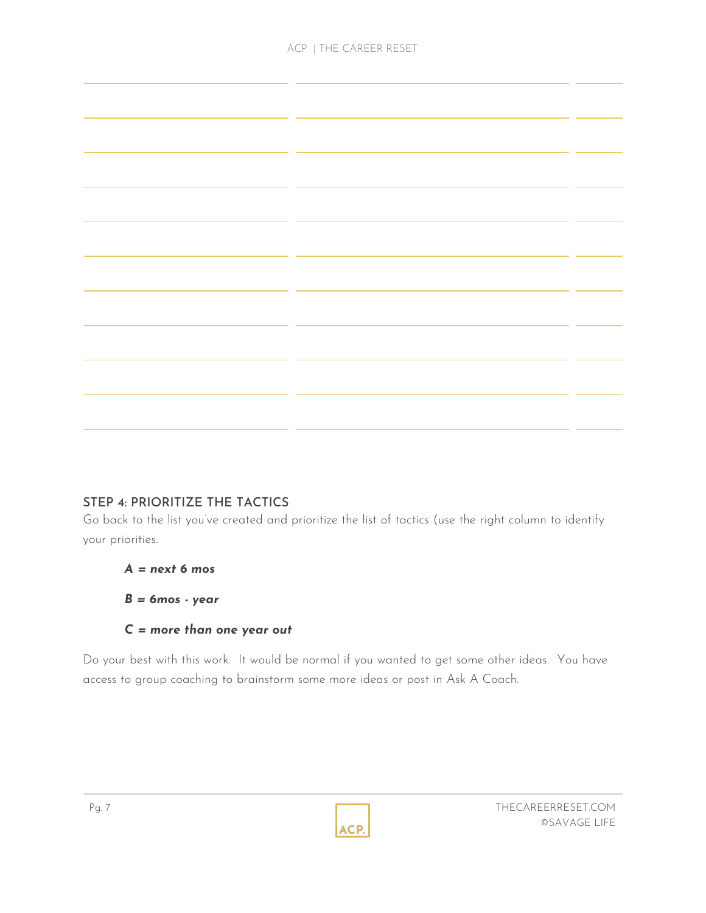| | | |
|---|---|---|
| | | |
| | | |
| | | |
| | | |
| | | |
| | | |
| | | |
| | | |
| | | |
| | | |

### STEP 4: PRIORITIZE THE TACTICS

Go back to the list you've created and prioritize the list of tactics (use the right column to identify your priorities.

***A = next 6 mos***

***B = 6mos - year***

***C = more than one year out***

Do your best with this work. It would be normal if you wanted to get some other ideas. You have access to group coaching to brainstorm some more ideas or post in Ask A Coach.